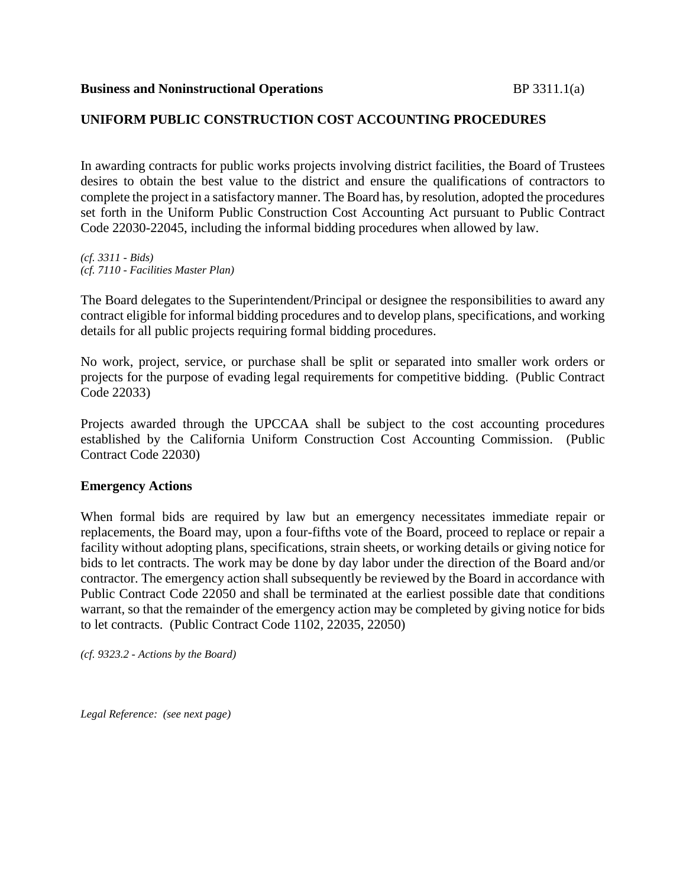**Business and Noninstructional Operations** BP 3311.1(a)

## UNIFORM PUBLIC CONSTRUCTION COST ACCOUNTING PROCEDURES

In awarding contracts for public works projects involving district facilities, the Board of Trustees desires to obtain the best value to the district and ensure the qualifications of contractors to complete the project in a satisfactory manner. The Board has, by resolution, adopted the procedures set forth in the Uniform Public Construction Cost Accounting Act pursuant to Public Contract Code 22030-22045, including the informal bidding procedures when allowed by law.

*(cf. 3311 - Bids)*
*(cf. 7110 - Facilities Master Plan)*

The Board delegates to the Superintendent/Principal or designee the responsibilities to award any contract eligible for informal bidding procedures and to develop plans, specifications, and working details for all public projects requiring formal bidding procedures.

No work, project, service, or purchase shall be split or separated into smaller work orders or projects for the purpose of evading legal requirements for competitive bidding. (Public Contract Code 22033)

Projects awarded through the UPCCAA shall be subject to the cost accounting procedures established by the California Uniform Construction Cost Accounting Commission. (Public Contract Code 22030)

### Emergency Actions

When formal bids are required by law but an emergency necessitates immediate repair or replacements, the Board may, upon a four-fifths vote of the Board, proceed to replace or repair a facility without adopting plans, specifications, strain sheets, or working details or giving notice for bids to let contracts. The work may be done by day labor under the direction of the Board and/or contractor. The emergency action shall subsequently be reviewed by the Board in accordance with Public Contract Code 22050 and shall be terminated at the earliest possible date that conditions warrant, so that the remainder of the emergency action may be completed by giving notice for bids to let contracts. (Public Contract Code 1102, 22035, 22050)

*(cf. 9323.2 - Actions by the Board)*

*Legal Reference: (see next page)*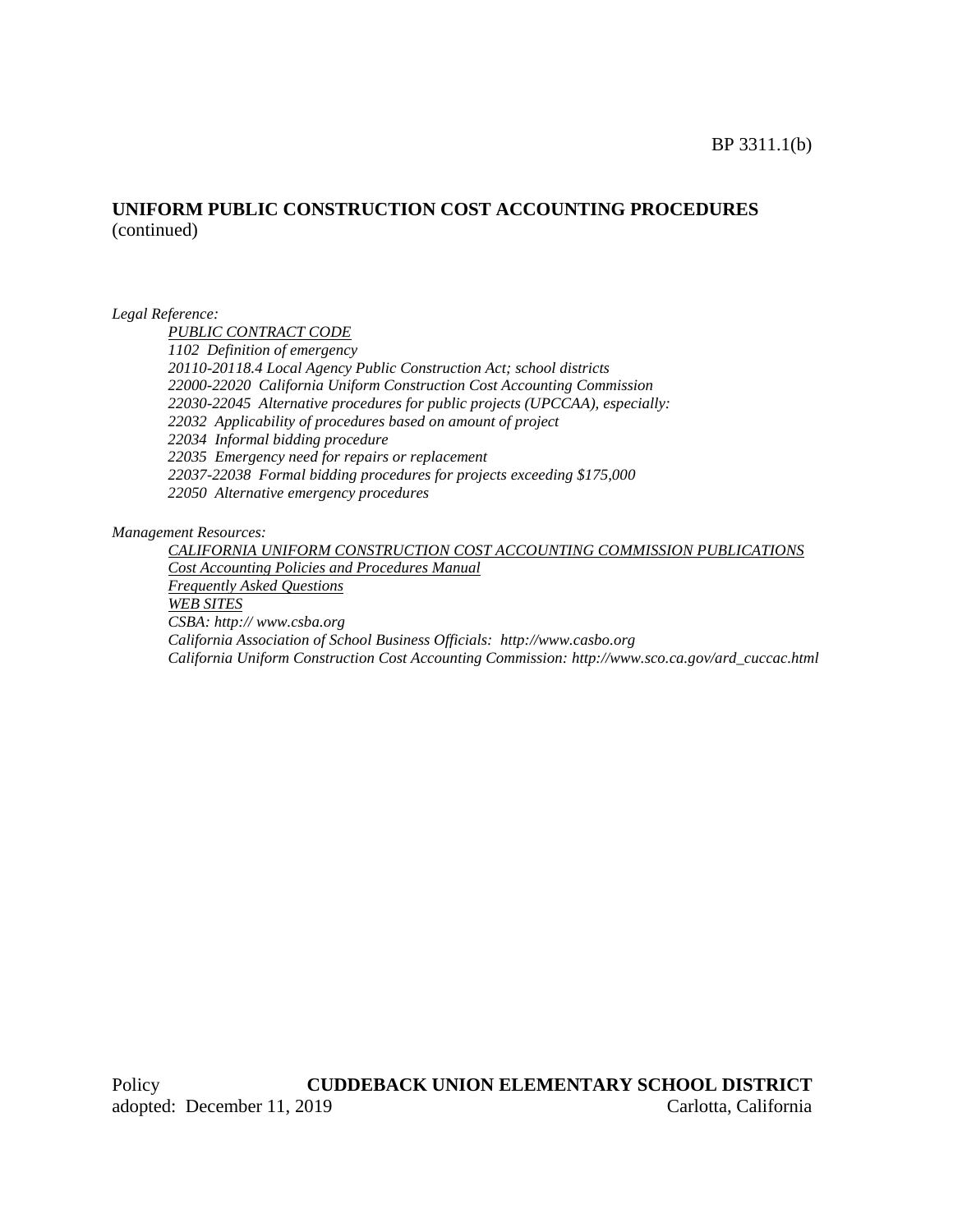## UNIFORM PUBLIC CONSTRUCTION COST ACCOUNTING PROCEDURES
(continued)

*Legal Reference:*

*PUBLIC CONTRACT CODE*
*1102 Definition of emergency*
*20110-20118.4 Local Agency Public Construction Act; school districts*
*22000-22020 California Uniform Construction Cost Accounting Commission*
*22030-22045 Alternative procedures for public projects (UPCCAA), especially:*
*22032 Applicability of procedures based on amount of project*
*22034 Informal bidding procedure*
*22035 Emergency need for repairs or replacement*
*22037-22038 Formal bidding procedures for projects exceeding $175,000*
*22050 Alternative emergency procedures*

*Management Resources:*

*CALIFORNIA UNIFORM CONSTRUCTION COST ACCOUNTING COMMISSION PUBLICATIONS*
*Cost Accounting Policies and Procedures Manual*
*Frequently Asked Questions*
*WEB SITES*
*CSBA: http:// www.csba.org*
*California Association of School Business Officials: http://www.casbo.org*
*California Uniform Construction Cost Accounting Commission: http://www.sco.ca.gov/ard_cuccac.html*

Policy **CUDDEBACK UNION ELEMENTARY SCHOOL DISTRICT**
adopted: December 11, 2019 Carlotta, California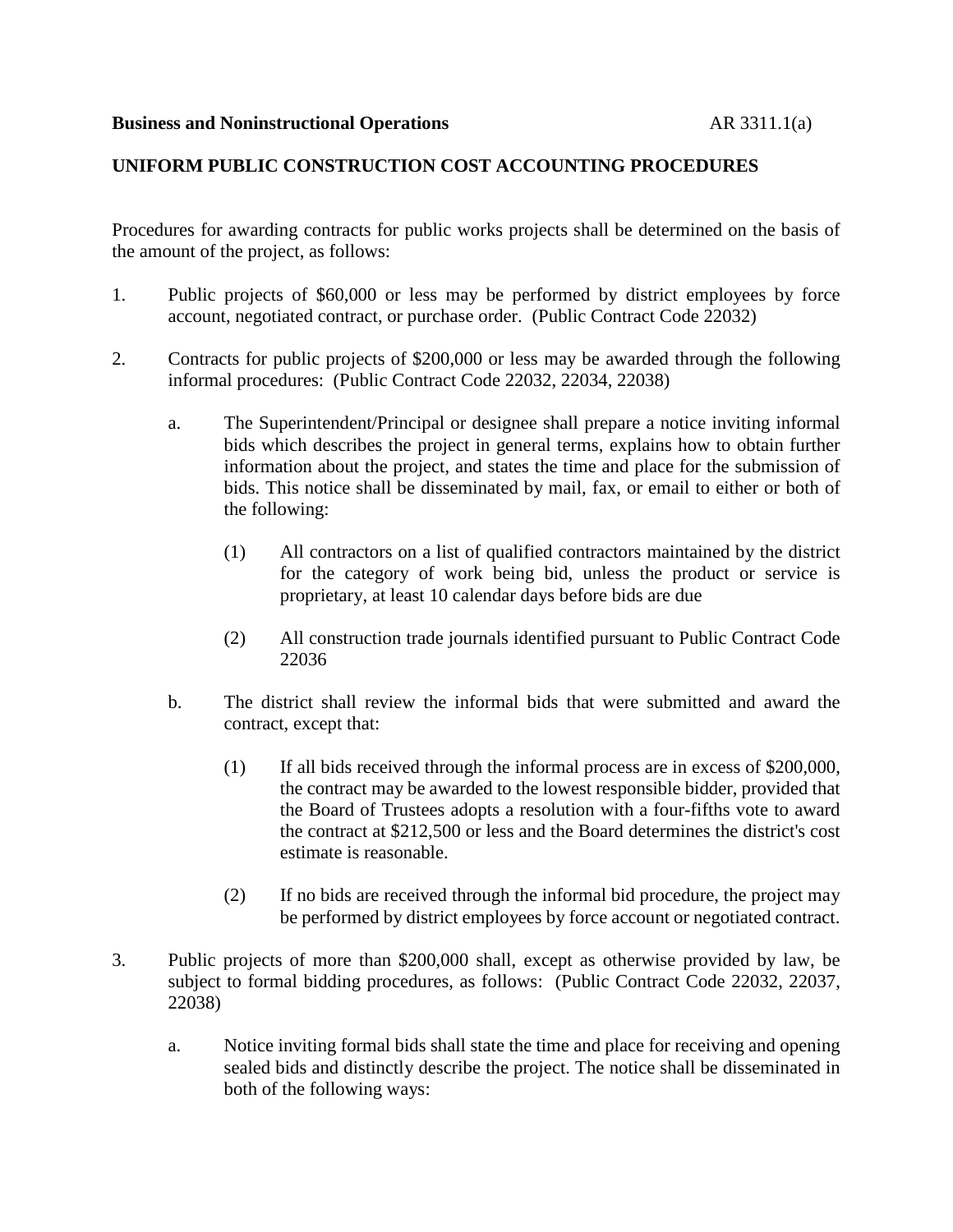**Business and Noninstructional Operations** AR 3311.1(a)

**UNIFORM PUBLIC CONSTRUCTION COST ACCOUNTING PROCEDURES**

Procedures for awarding contracts for public works projects shall be determined on the basis of the amount of the project, as follows:

1. Public projects of $60,000 or less may be performed by district employees by force account, negotiated contract, or purchase order. (Public Contract Code 22032)

2. Contracts for public projects of $200,000 or less may be awarded through the following informal procedures: (Public Contract Code 22032, 22034, 22038)

   a. The Superintendent/Principal or designee shall prepare a notice inviting informal bids which describes the project in general terms, explains how to obtain further information about the project, and states the time and place for the submission of bids. This notice shall be disseminated by mail, fax, or email to either or both of the following:

      (1) All contractors on a list of qualified contractors maintained by the district for the category of work being bid, unless the product or service is proprietary, at least 10 calendar days before bids are due

      (2) All construction trade journals identified pursuant to Public Contract Code 22036

   b. The district shall review the informal bids that were submitted and award the contract, except that:

      (1) If all bids received through the informal process are in excess of $200,000, the contract may be awarded to the lowest responsible bidder, provided that the Board of Trustees adopts a resolution with a four-fifths vote to award the contract at $212,500 or less and the Board determines the district's cost estimate is reasonable.

      (2) If no bids are received through the informal bid procedure, the project may be performed by district employees by force account or negotiated contract.

3. Public projects of more than $200,000 shall, except as otherwise provided by law, be subject to formal bidding procedures, as follows: (Public Contract Code 22032, 22037, 22038)

   a. Notice inviting formal bids shall state the time and place for receiving and opening sealed bids and distinctly describe the project. The notice shall be disseminated in both of the following ways: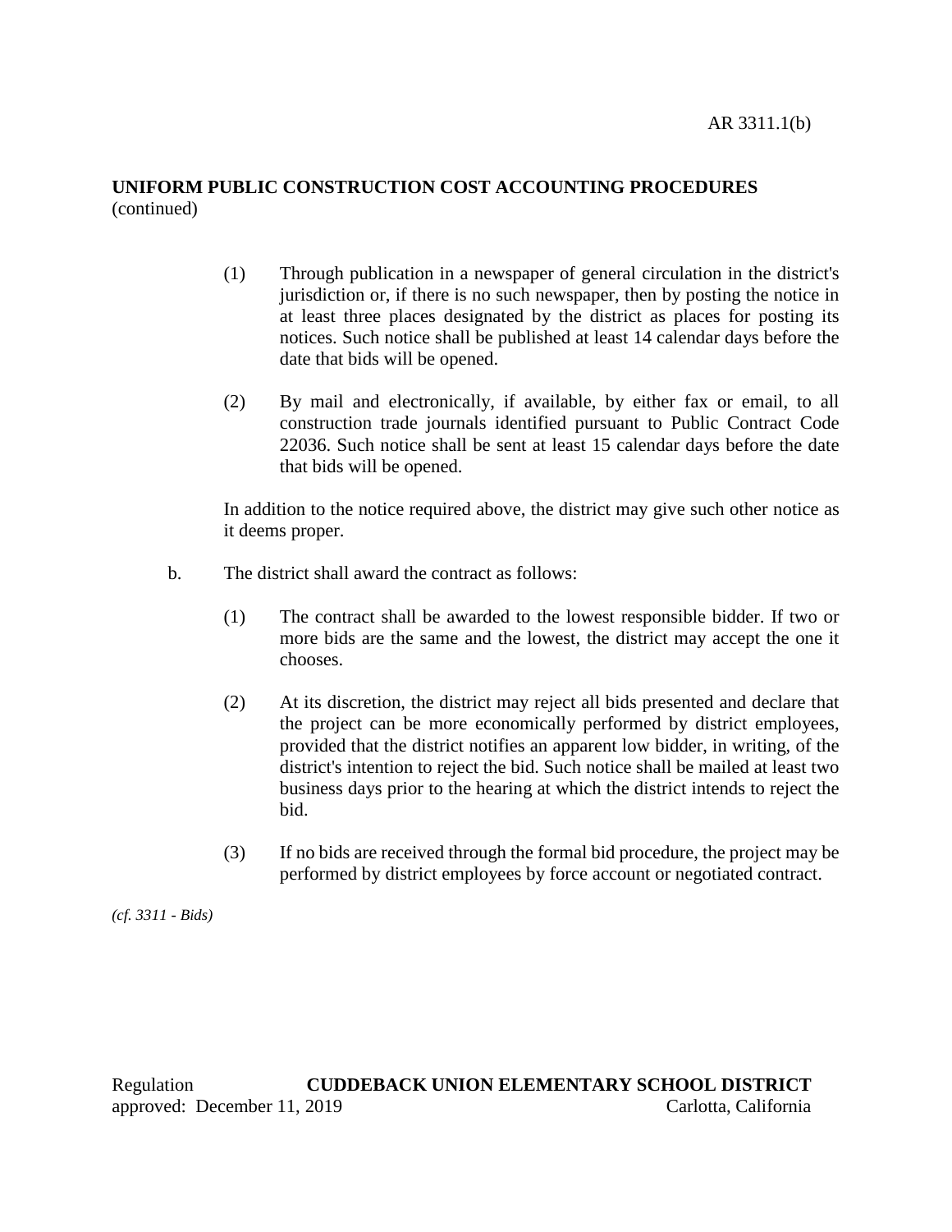**UNIFORM PUBLIC CONSTRUCTION COST ACCOUNTING PROCEDURES** (continued)

(1) Through publication in a newspaper of general circulation in the district's jurisdiction or, if there is no such newspaper, then by posting the notice in at least three places designated by the district as places for posting its notices. Such notice shall be published at least 14 calendar days before the date that bids will be opened.

(2) By mail and electronically, if available, by either fax or email, to all construction trade journals identified pursuant to Public Contract Code 22036. Such notice shall be sent at least 15 calendar days before the date that bids will be opened.

In addition to the notice required above, the district may give such other notice as it deems proper.

b. The district shall award the contract as follows:

(1) The contract shall be awarded to the lowest responsible bidder. If two or more bids are the same and the lowest, the district may accept the one it chooses.

(2) At its discretion, the district may reject all bids presented and declare that the project can be more economically performed by district employees, provided that the district notifies an apparent low bidder, in writing, of the district's intention to reject the bid. Such notice shall be mailed at least two business days prior to the hearing at which the district intends to reject the bid.

(3) If no bids are received through the formal bid procedure, the project may be performed by district employees by force account or negotiated contract.

*(cf. 3311 - Bids)*

Regulation **CUDDEBACK UNION ELEMENTARY SCHOOL DISTRICT**
approved: December 11, 2019 Carlotta, California